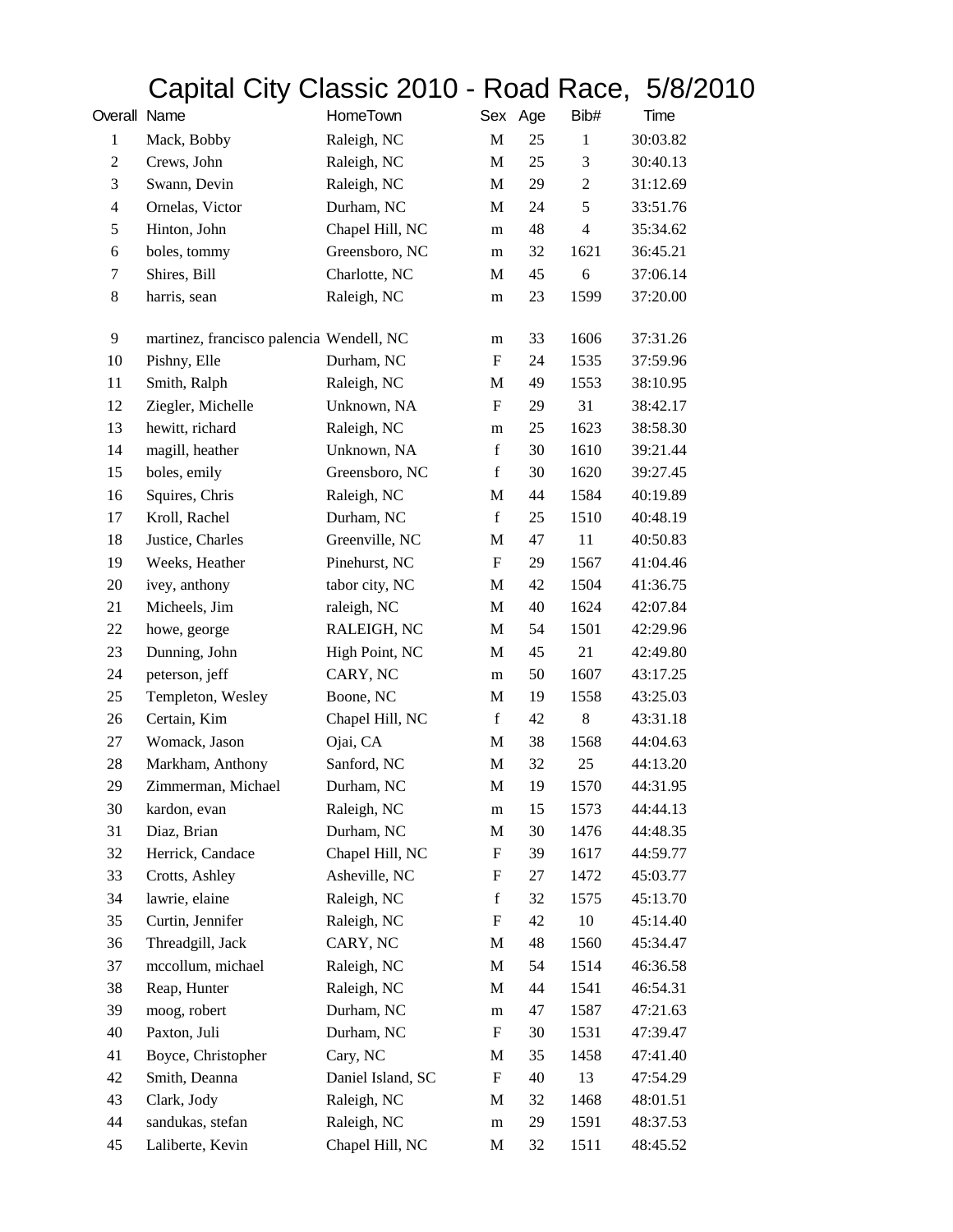# Capital City Classic 2010 - Road Race, 5/8/2010

| Overall | Name | HomeTown | Sex | Age | Bib# | Time |
|---|---|---|---|---|---|---|
| 1 | Mack, Bobby | Raleigh, NC | M | 25 | 1 | 30:03.82 |
| 2 | Crews, John | Raleigh, NC | M | 25 | 3 | 30:40.13 |
| 3 | Swann, Devin | Raleigh, NC | M | 29 | 2 | 31:12.69 |
| 4 | Ornelas, Victor | Durham, NC | M | 24 | 5 | 33:51.76 |
| 5 | Hinton, John | Chapel Hill, NC | m | 48 | 4 | 35:34.62 |
| 6 | boles, tommy | Greensboro, NC | m | 32 | 1621 | 36:45.21 |
| 7 | Shires, Bill | Charlotte, NC | M | 45 | 6 | 37:06.14 |
| 8 | harris, sean | Raleigh, NC | m | 23 | 1599 | 37:20.00 |
| 9 | martinez, francisco palencia | Wendell, NC | m | 33 | 1606 | 37:31.26 |
| 10 | Pishny, Elle | Durham, NC | F | 24 | 1535 | 37:59.96 |
| 11 | Smith, Ralph | Raleigh, NC | M | 49 | 1553 | 38:10.95 |
| 12 | Ziegler, Michelle | Unknown, NA | F | 29 | 31 | 38:42.17 |
| 13 | hewitt, richard | Raleigh, NC | m | 25 | 1623 | 38:58.30 |
| 14 | magill, heather | Unknown, NA | f | 30 | 1610 | 39:21.44 |
| 15 | boles, emily | Greensboro, NC | f | 30 | 1620 | 39:27.45 |
| 16 | Squires, Chris | Raleigh, NC | M | 44 | 1584 | 40:19.89 |
| 17 | Kroll, Rachel | Durham, NC | f | 25 | 1510 | 40:48.19 |
| 18 | Justice, Charles | Greenville, NC | M | 47 | 11 | 40:50.83 |
| 19 | Weeks, Heather | Pinehurst, NC | F | 29 | 1567 | 41:04.46 |
| 20 | ivey, anthony | tabor city, NC | M | 42 | 1504 | 41:36.75 |
| 21 | Micheels, Jim | raleigh, NC | M | 40 | 1624 | 42:07.84 |
| 22 | howe, george | RALEIGH, NC | M | 54 | 1501 | 42:29.96 |
| 23 | Dunning, John | High Point, NC | M | 45 | 21 | 42:49.80 |
| 24 | peterson, jeff | CARY, NC | m | 50 | 1607 | 43:17.25 |
| 25 | Templeton, Wesley | Boone, NC | M | 19 | 1558 | 43:25.03 |
| 26 | Certain, Kim | Chapel Hill, NC | f | 42 | 8 | 43:31.18 |
| 27 | Womack, Jason | Ojai, CA | M | 38 | 1568 | 44:04.63 |
| 28 | Markham, Anthony | Sanford, NC | M | 32 | 25 | 44:13.20 |
| 29 | Zimmerman, Michael | Durham, NC | M | 19 | 1570 | 44:31.95 |
| 30 | kardon, evan | Raleigh, NC | m | 15 | 1573 | 44:44.13 |
| 31 | Diaz, Brian | Durham, NC | M | 30 | 1476 | 44:48.35 |
| 32 | Herrick, Candace | Chapel Hill, NC | F | 39 | 1617 | 44:59.77 |
| 33 | Crotts, Ashley | Asheville, NC | F | 27 | 1472 | 45:03.77 |
| 34 | lawrie, elaine | Raleigh, NC | f | 32 | 1575 | 45:13.70 |
| 35 | Curtin, Jennifer | Raleigh, NC | F | 42 | 10 | 45:14.40 |
| 36 | Threadgill, Jack | CARY, NC | M | 48 | 1560 | 45:34.47 |
| 37 | mccollum, michael | Raleigh, NC | M | 54 | 1514 | 46:36.58 |
| 38 | Reap, Hunter | Raleigh, NC | M | 44 | 1541 | 46:54.31 |
| 39 | moog, robert | Durham, NC | m | 47 | 1587 | 47:21.63 |
| 40 | Paxton, Juli | Durham, NC | F | 30 | 1531 | 47:39.47 |
| 41 | Boyce, Christopher | Cary, NC | M | 35 | 1458 | 47:41.40 |
| 42 | Smith, Deanna | Daniel Island, SC | F | 40 | 13 | 47:54.29 |
| 43 | Clark, Jody | Raleigh, NC | M | 32 | 1468 | 48:01.51 |
| 44 | sandukas, stefan | Raleigh, NC | m | 29 | 1591 | 48:37.53 |
| 45 | Laliberte, Kevin | Chapel Hill, NC | M | 32 | 1511 | 48:45.52 |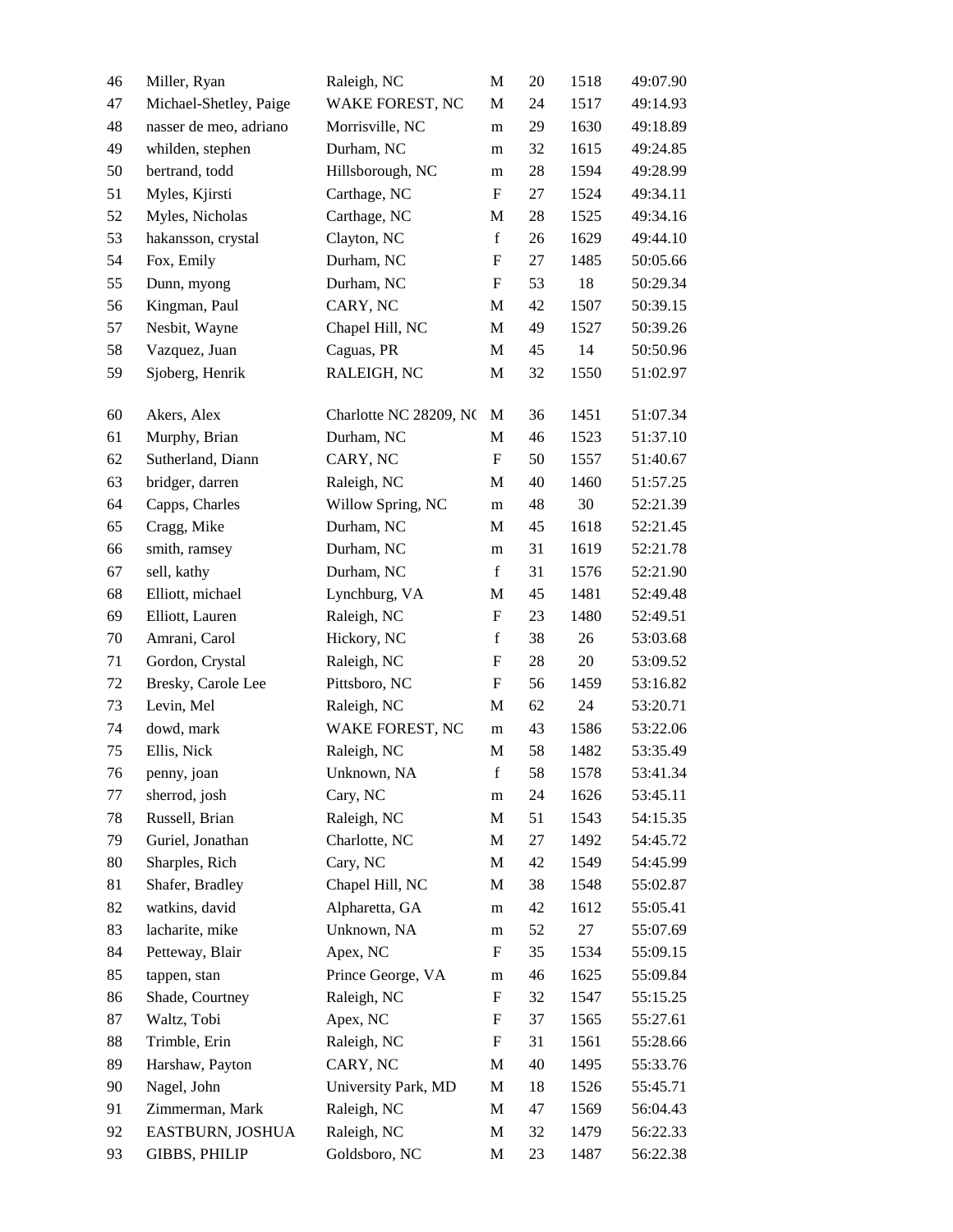| | | | | | | |
|---|---|---|---|---|---|---|
| 46 | Miller, Ryan | Raleigh, NC | M | 20 | 1518 | 49:07.90 |
| 47 | Michael-Shetley, Paige | WAKE FOREST, NC | M | 24 | 1517 | 49:14.93 |
| 48 | nasser de meo, adriano | Morrisville, NC | m | 29 | 1630 | 49:18.89 |
| 49 | whilden, stephen | Durham, NC | m | 32 | 1615 | 49:24.85 |
| 50 | bertrand, todd | Hillsborough, NC | m | 28 | 1594 | 49:28.99 |
| 51 | Myles, Kjirsti | Carthage, NC | F | 27 | 1524 | 49:34.11 |
| 52 | Myles, Nicholas | Carthage, NC | M | 28 | 1525 | 49:34.16 |
| 53 | hakansson, crystal | Clayton, NC | f | 26 | 1629 | 49:44.10 |
| 54 | Fox, Emily | Durham, NC | F | 27 | 1485 | 50:05.66 |
| 55 | Dunn, myong | Durham, NC | F | 53 | 18 | 50:29.34 |
| 56 | Kingman, Paul | CARY, NC | M | 42 | 1507 | 50:39.15 |
| 57 | Nesbit, Wayne | Chapel Hill, NC | M | 49 | 1527 | 50:39.26 |
| 58 | Vazquez, Juan | Caguas, PR | M | 45 | 14 | 50:50.96 |
| 59 | Sjoberg, Henrik | RALEIGH, NC | M | 32 | 1550 | 51:02.97 |
| 60 | Akers, Alex | Charlotte NC 28209, NC | M | 36 | 1451 | 51:07.34 |
| 61 | Murphy, Brian | Durham, NC | M | 46 | 1523 | 51:37.10 |
| 62 | Sutherland, Diann | CARY, NC | F | 50 | 1557 | 51:40.67 |
| 63 | bridger, darren | Raleigh, NC | M | 40 | 1460 | 51:57.25 |
| 64 | Capps, Charles | Willow Spring, NC | m | 48 | 30 | 52:21.39 |
| 65 | Cragg, Mike | Durham, NC | M | 45 | 1618 | 52:21.45 |
| 66 | smith, ramsey | Durham, NC | m | 31 | 1619 | 52:21.78 |
| 67 | sell, kathy | Durham, NC | f | 31 | 1576 | 52:21.90 |
| 68 | Elliott, michael | Lynchburg, VA | M | 45 | 1481 | 52:49.48 |
| 69 | Elliott, Lauren | Raleigh, NC | F | 23 | 1480 | 52:49.51 |
| 70 | Amrani, Carol | Hickory, NC | f | 38 | 26 | 53:03.68 |
| 71 | Gordon, Crystal | Raleigh, NC | F | 28 | 20 | 53:09.52 |
| 72 | Bresky, Carole Lee | Pittsboro, NC | F | 56 | 1459 | 53:16.82 |
| 73 | Levin, Mel | Raleigh, NC | M | 62 | 24 | 53:20.71 |
| 74 | dowd, mark | WAKE FOREST, NC | m | 43 | 1586 | 53:22.06 |
| 75 | Ellis, Nick | Raleigh, NC | M | 58 | 1482 | 53:35.49 |
| 76 | penny, joan | Unknown, NA | f | 58 | 1578 | 53:41.34 |
| 77 | sherrod, josh | Cary, NC | m | 24 | 1626 | 53:45.11 |
| 78 | Russell, Brian | Raleigh, NC | M | 51 | 1543 | 54:15.35 |
| 79 | Guriel, Jonathan | Charlotte, NC | M | 27 | 1492 | 54:45.72 |
| 80 | Sharples, Rich | Cary, NC | M | 42 | 1549 | 54:45.99 |
| 81 | Shafer, Bradley | Chapel Hill, NC | M | 38 | 1548 | 55:02.87 |
| 82 | watkins, david | Alpharetta, GA | m | 42 | 1612 | 55:05.41 |
| 83 | lacharite, mike | Unknown, NA | m | 52 | 27 | 55:07.69 |
| 84 | Petteway, Blair | Apex, NC | F | 35 | 1534 | 55:09.15 |
| 85 | tappen, stan | Prince George, VA | m | 46 | 1625 | 55:09.84 |
| 86 | Shade, Courtney | Raleigh, NC | F | 32 | 1547 | 55:15.25 |
| 87 | Waltz, Tobi | Apex, NC | F | 37 | 1565 | 55:27.61 |
| 88 | Trimble, Erin | Raleigh, NC | F | 31 | 1561 | 55:28.66 |
| 89 | Harshaw, Payton | CARY, NC | M | 40 | 1495 | 55:33.76 |
| 90 | Nagel, John | University Park, MD | M | 18 | 1526 | 55:45.71 |
| 91 | Zimmerman, Mark | Raleigh, NC | M | 47 | 1569 | 56:04.43 |
| 92 | EASTBURN, JOSHUA | Raleigh, NC | M | 32 | 1479 | 56:22.33 |
| 93 | GIBBS, PHILIP | Goldsboro, NC | M | 23 | 1487 | 56:22.38 |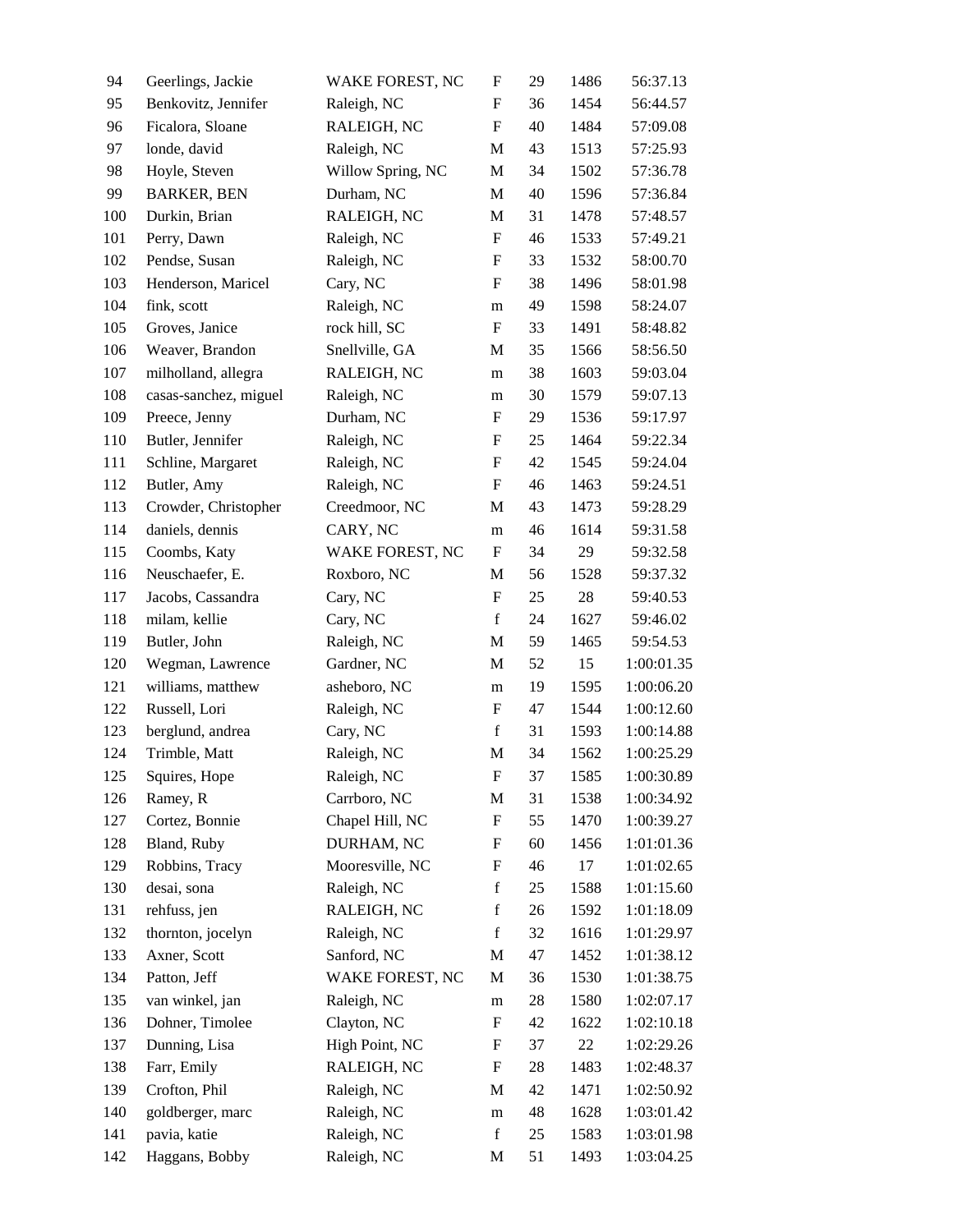| 94 | Geerlings, Jackie | WAKE FOREST, NC | F | 29 | 1486 | 56:37.13 |
|---|---|---|---|---|---|---|
| 95 | Benkovitz, Jennifer | Raleigh, NC | F | 36 | 1454 | 56:44.57 |
| 96 | Ficalora, Sloane | RALEIGH, NC | F | 40 | 1484 | 57:09.08 |
| 97 | londe, david | Raleigh, NC | M | 43 | 1513 | 57:25.93 |
| 98 | Hoyle, Steven | Willow Spring, NC | M | 34 | 1502 | 57:36.78 |
| 99 | BARKER, BEN | Durham, NC | M | 40 | 1596 | 57:36.84 |
| 100 | Durkin, Brian | RALEIGH, NC | M | 31 | 1478 | 57:48.57 |
| 101 | Perry, Dawn | Raleigh, NC | F | 46 | 1533 | 57:49.21 |
| 102 | Pendse, Susan | Raleigh, NC | F | 33 | 1532 | 58:00.70 |
| 103 | Henderson, Maricel | Cary, NC | F | 38 | 1496 | 58:01.98 |
| 104 | fink, scott | Raleigh, NC | m | 49 | 1598 | 58:24.07 |
| 105 | Groves, Janice | rock hill, SC | F | 33 | 1491 | 58:48.82 |
| 106 | Weaver, Brandon | Snellville, GA | M | 35 | 1566 | 58:56.50 |
| 107 | milholland, allegra | RALEIGH, NC | m | 38 | 1603 | 59:03.04 |
| 108 | casas-sanchez, miguel | Raleigh, NC | m | 30 | 1579 | 59:07.13 |
| 109 | Preece, Jenny | Durham, NC | F | 29 | 1536 | 59:17.97 |
| 110 | Butler, Jennifer | Raleigh, NC | F | 25 | 1464 | 59:22.34 |
| 111 | Schline, Margaret | Raleigh, NC | F | 42 | 1545 | 59:24.04 |
| 112 | Butler, Amy | Raleigh, NC | F | 46 | 1463 | 59:24.51 |
| 113 | Crowder, Christopher | Creedmoor, NC | M | 43 | 1473 | 59:28.29 |
| 114 | daniels, dennis | CARY, NC | m | 46 | 1614 | 59:31.58 |
| 115 | Coombs, Katy | WAKE FOREST, NC | F | 34 | 29 | 59:32.58 |
| 116 | Neuschaefer, E. | Roxboro, NC | M | 56 | 1528 | 59:37.32 |
| 117 | Jacobs, Cassandra | Cary, NC | F | 25 | 28 | 59:40.53 |
| 118 | milam, kellie | Cary, NC | f | 24 | 1627 | 59:46.02 |
| 119 | Butler, John | Raleigh, NC | M | 59 | 1465 | 59:54.53 |
| 120 | Wegman, Lawrence | Gardner, NC | M | 52 | 15 | 1:00:01.35 |
| 121 | williams, matthew | asheboro, NC | m | 19 | 1595 | 1:00:06.20 |
| 122 | Russell, Lori | Raleigh, NC | F | 47 | 1544 | 1:00:12.60 |
| 123 | berglund, andrea | Cary, NC | f | 31 | 1593 | 1:00:14.88 |
| 124 | Trimble, Matt | Raleigh, NC | M | 34 | 1562 | 1:00:25.29 |
| 125 | Squires, Hope | Raleigh, NC | F | 37 | 1585 | 1:00:30.89 |
| 126 | Ramey, R | Carrboro, NC | M | 31 | 1538 | 1:00:34.92 |
| 127 | Cortez, Bonnie | Chapel Hill, NC | F | 55 | 1470 | 1:00:39.27 |
| 128 | Bland, Ruby | DURHAM, NC | F | 60 | 1456 | 1:01:01.36 |
| 129 | Robbins, Tracy | Mooresville, NC | F | 46 | 17 | 1:01:02.65 |
| 130 | desai, sona | Raleigh, NC | f | 25 | 1588 | 1:01:15.60 |
| 131 | rehfuss, jen | RALEIGH, NC | f | 26 | 1592 | 1:01:18.09 |
| 132 | thornton, jocelyn | Raleigh, NC | f | 32 | 1616 | 1:01:29.97 |
| 133 | Axner, Scott | Sanford, NC | M | 47 | 1452 | 1:01:38.12 |
| 134 | Patton, Jeff | WAKE FOREST, NC | M | 36 | 1530 | 1:01:38.75 |
| 135 | van winkel, jan | Raleigh, NC | m | 28 | 1580 | 1:02:07.17 |
| 136 | Dohner, Timolee | Clayton, NC | F | 42 | 1622 | 1:02:10.18 |
| 137 | Dunning, Lisa | High Point, NC | F | 37 | 22 | 1:02:29.26 |
| 138 | Farr, Emily | RALEIGH, NC | F | 28 | 1483 | 1:02:48.37 |
| 139 | Crofton, Phil | Raleigh, NC | M | 42 | 1471 | 1:02:50.92 |
| 140 | goldberger, marc | Raleigh, NC | m | 48 | 1628 | 1:03:01.42 |
| 141 | pavia, katie | Raleigh, NC | f | 25 | 1583 | 1:03:01.98 |
| 142 | Haggans, Bobby | Raleigh, NC | M | 51 | 1493 | 1:03:04.25 |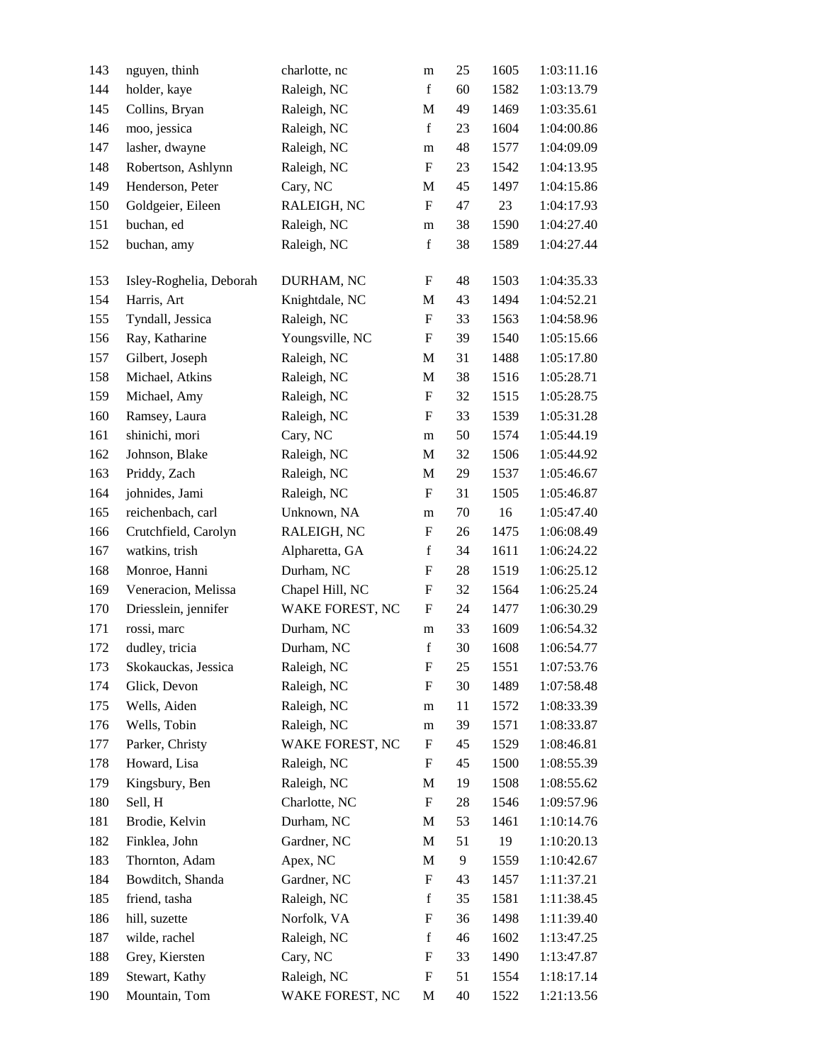| | | | | | | |
|---|---|---|---|---|---|---|
| 143 | nguyen, thinh | charlotte, nc | m | 25 | 1605 | 1:03:11.16 |
| 144 | holder, kaye | Raleigh, NC | f | 60 | 1582 | 1:03:13.79 |
| 145 | Collins, Bryan | Raleigh, NC | M | 49 | 1469 | 1:03:35.61 |
| 146 | moo, jessica | Raleigh, NC | f | 23 | 1604 | 1:04:00.86 |
| 147 | lasher, dwayne | Raleigh, NC | m | 48 | 1577 | 1:04:09.09 |
| 148 | Robertson, Ashlynn | Raleigh, NC | F | 23 | 1542 | 1:04:13.95 |
| 149 | Henderson, Peter | Cary, NC | M | 45 | 1497 | 1:04:15.86 |
| 150 | Goldgeier, Eileen | RALEIGH, NC | F | 47 | 23 | 1:04:17.93 |
| 151 | buchan, ed | Raleigh, NC | m | 38 | 1590 | 1:04:27.40 |
| 152 | buchan, amy | Raleigh, NC | f | 38 | 1589 | 1:04:27.44 |
| 153 | Isley-Roghelia, Deborah | DURHAM, NC | F | 48 | 1503 | 1:04:35.33 |
| 154 | Harris, Art | Knightdale, NC | M | 43 | 1494 | 1:04:52.21 |
| 155 | Tyndall, Jessica | Raleigh, NC | F | 33 | 1563 | 1:04:58.96 |
| 156 | Ray, Katharine | Youngsville, NC | F | 39 | 1540 | 1:05:15.66 |
| 157 | Gilbert, Joseph | Raleigh, NC | M | 31 | 1488 | 1:05:17.80 |
| 158 | Michael, Atkins | Raleigh, NC | M | 38 | 1516 | 1:05:28.71 |
| 159 | Michael, Amy | Raleigh, NC | F | 32 | 1515 | 1:05:28.75 |
| 160 | Ramsey, Laura | Raleigh, NC | F | 33 | 1539 | 1:05:31.28 |
| 161 | shinichi, mori | Cary, NC | m | 50 | 1574 | 1:05:44.19 |
| 162 | Johnson, Blake | Raleigh, NC | M | 32 | 1506 | 1:05:44.92 |
| 163 | Priddy, Zach | Raleigh, NC | M | 29 | 1537 | 1:05:46.67 |
| 164 | johnides, Jami | Raleigh, NC | F | 31 | 1505 | 1:05:46.87 |
| 165 | reichenbach, carl | Unknown, NA | m | 70 | 16 | 1:05:47.40 |
| 166 | Crutchfield, Carolyn | RALEIGH, NC | F | 26 | 1475 | 1:06:08.49 |
| 167 | watkins, trish | Alpharetta, GA | f | 34 | 1611 | 1:06:24.22 |
| 168 | Monroe, Hanni | Durham, NC | F | 28 | 1519 | 1:06:25.12 |
| 169 | Veneracion, Melissa | Chapel Hill, NC | F | 32 | 1564 | 1:06:25.24 |
| 170 | Driesslein, jennifer | WAKE FOREST, NC | F | 24 | 1477 | 1:06:30.29 |
| 171 | rossi, marc | Durham, NC | m | 33 | 1609 | 1:06:54.32 |
| 172 | dudley, tricia | Durham, NC | f | 30 | 1608 | 1:06:54.77 |
| 173 | Skokauckas, Jessica | Raleigh, NC | F | 25 | 1551 | 1:07:53.76 |
| 174 | Glick, Devon | Raleigh, NC | F | 30 | 1489 | 1:07:58.48 |
| 175 | Wells, Aiden | Raleigh, NC | m | 11 | 1572 | 1:08:33.39 |
| 176 | Wells, Tobin | Raleigh, NC | m | 39 | 1571 | 1:08:33.87 |
| 177 | Parker, Christy | WAKE FOREST, NC | F | 45 | 1529 | 1:08:46.81 |
| 178 | Howard, Lisa | Raleigh, NC | F | 45 | 1500 | 1:08:55.39 |
| 179 | Kingsbury, Ben | Raleigh, NC | M | 19 | 1508 | 1:08:55.62 |
| 180 | Sell, H | Charlotte, NC | F | 28 | 1546 | 1:09:57.96 |
| 181 | Brodie, Kelvin | Durham, NC | M | 53 | 1461 | 1:10:14.76 |
| 182 | Finklea, John | Gardner, NC | M | 51 | 19 | 1:10:20.13 |
| 183 | Thornton, Adam | Apex, NC | M | 9 | 1559 | 1:10:42.67 |
| 184 | Bowditch, Shanda | Gardner, NC | F | 43 | 1457 | 1:11:37.21 |
| 185 | friend, tasha | Raleigh, NC | f | 35 | 1581 | 1:11:38.45 |
| 186 | hill, suzette | Norfolk, VA | F | 36 | 1498 | 1:11:39.40 |
| 187 | wilde, rachel | Raleigh, NC | f | 46 | 1602 | 1:13:47.25 |
| 188 | Grey, Kiersten | Cary, NC | F | 33 | 1490 | 1:13:47.87 |
| 189 | Stewart, Kathy | Raleigh, NC | F | 51 | 1554 | 1:18:17.14 |
| 190 | Mountain, Tom | WAKE FOREST, NC | M | 40 | 1522 | 1:21:13.56 |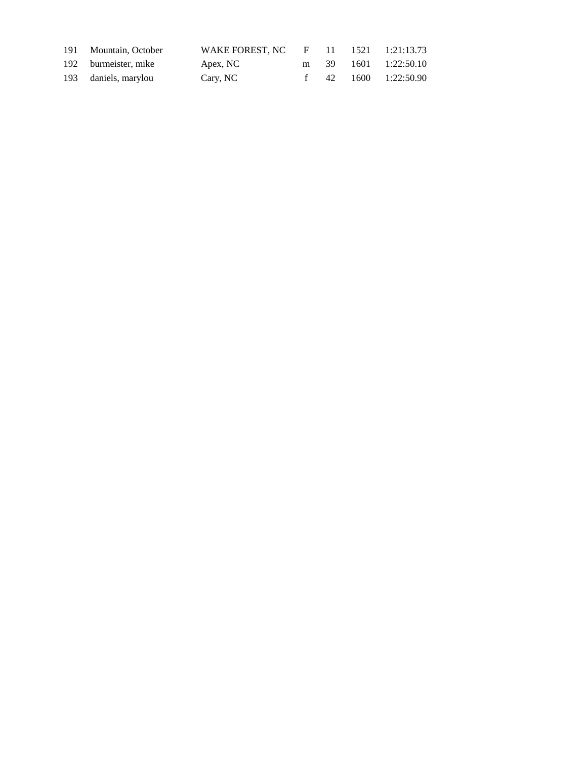| | | | | | | |
|---|---|---|---|---|---|---|
| 191 | Mountain, October | WAKE FOREST, NC | F | 11 | 1521 | 1:21:13.73 |
| 192 | burmeister, mike | Apex, NC | m | 39 | 1601 | 1:22:50.10 |
| 193 | daniels, marylou | Cary, NC | f | 42 | 1600 | 1:22:50.90 |